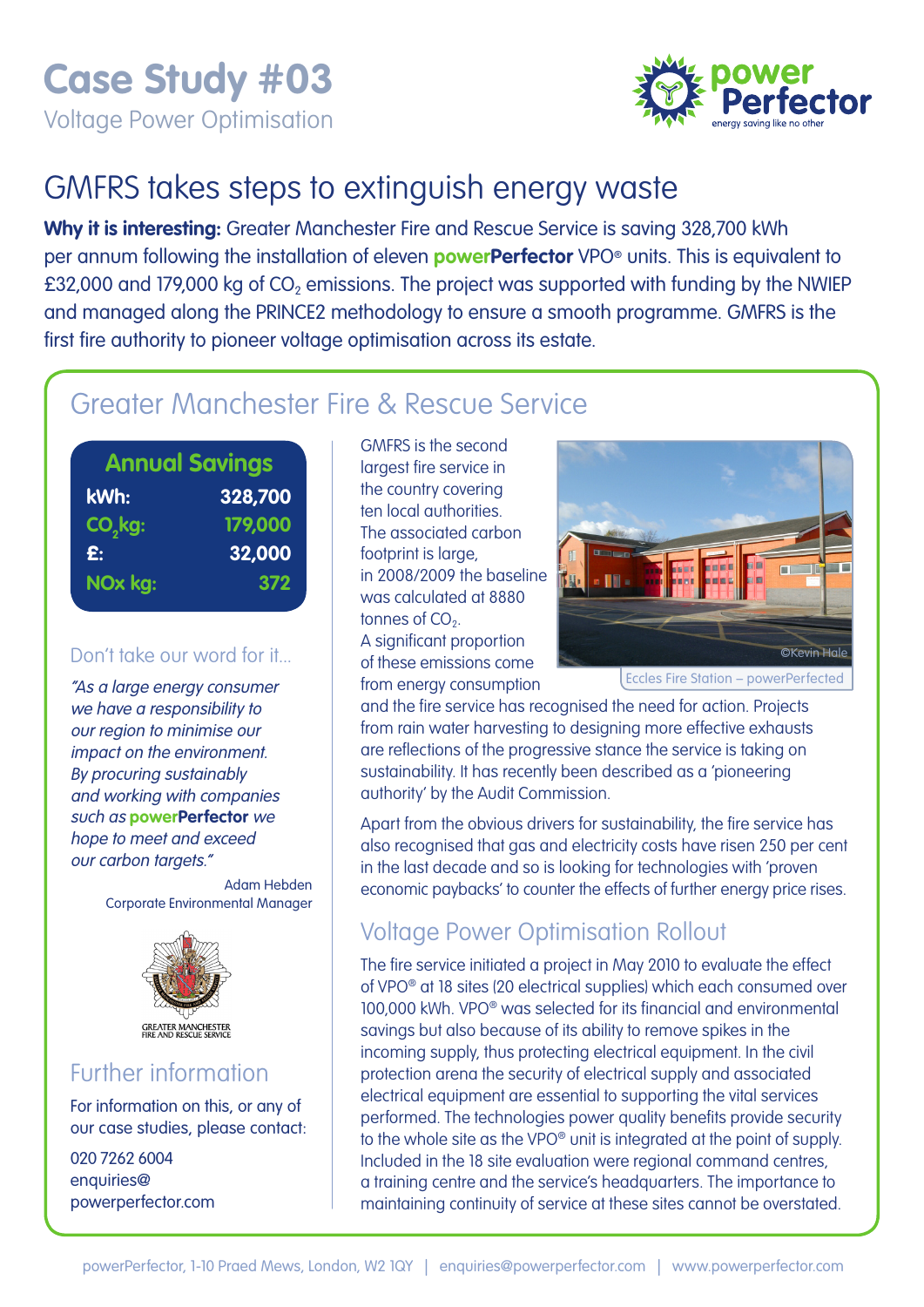# Case Study #03

Voltage Power Optimisation

## GMFRS takes steps to extinguish energy waste

**Why it is interesting:** Greater Manchester Fire and Rescue Service is saving 328,700 kWh per annum following the installation of eleven **powerPerfector** VPO® units. This is equivalent to £32,000 and 179,000 kg of $CO_2$ emissions. The project was supported with funding by the NWIEP and managed along the PRINCE2 methodology to ensure a smooth programme. GMFRS is the first fire authority to pioneer voltage optimisation across its estate.

## Greater Manchester Fire & Rescue Service

| Annual Savings | |
|---|---|
| kWh: | 328,700 |
| $CO_2$ kg: | 179,000 |
| £: | 32,000 |
| NOx kg: | 372 |

### Don't take our word for it...

*"As a large energy consumer we have a responsibility to our region to minimise our impact on the environment. By procuring sustainably and working with companies such as **powerPerfector** we hope to meet and exceed our carbon targets."*

Adam Hebden
Corporate Environmental Manager

GREATER MANCHESTER FIRE AND RESCUE SERVICE

### Further information

For information on this, or any of our case studies, please contact:

020 7262 6004
enquiries@powerperfector.com

GMFRS is the second largest fire service in the country covering ten local authorities. The associated carbon footprint is large, in 2008/2009 the baseline was calculated at 8880 tonnes of $CO_2$. A significant proportion of these emissions come from energy consumption and the fire service has recognised the need for action. Projects from rain water harvesting to designing more effective exhausts are reflections of the progressive stance the service is taking on sustainability. It has recently been described as a 'pioneering authority' by the Audit Commission.

©Kevin Hale

Eccles Fire Station – powerPerfected

Apart from the obvious drivers for sustainability, the fire service has also recognised that gas and electricity costs have risen 250 per cent in the last decade and so is looking for technologies with 'proven economic paybacks' to counter the effects of further energy price rises.

### Voltage Power Optimisation Rollout

The fire service initiated a project in May 2010 to evaluate the effect of VPO® at 18 sites (20 electrical supplies) which each consumed over 100,000 kWh. VPO® was selected for its financial and environmental savings but also because of its ability to remove spikes in the incoming supply, thus protecting electrical equipment. In the civil protection arena the security of electrical supply and associated electrical equipment are essential to supporting the vital services performed. The technologies power quality benefits provide security to the whole site as the VPO® unit is integrated at the point of supply. Included in the 18 site evaluation were regional command centres, a training centre and the service's headquarters. The importance to maintaining continuity of service at these sites cannot be overstated.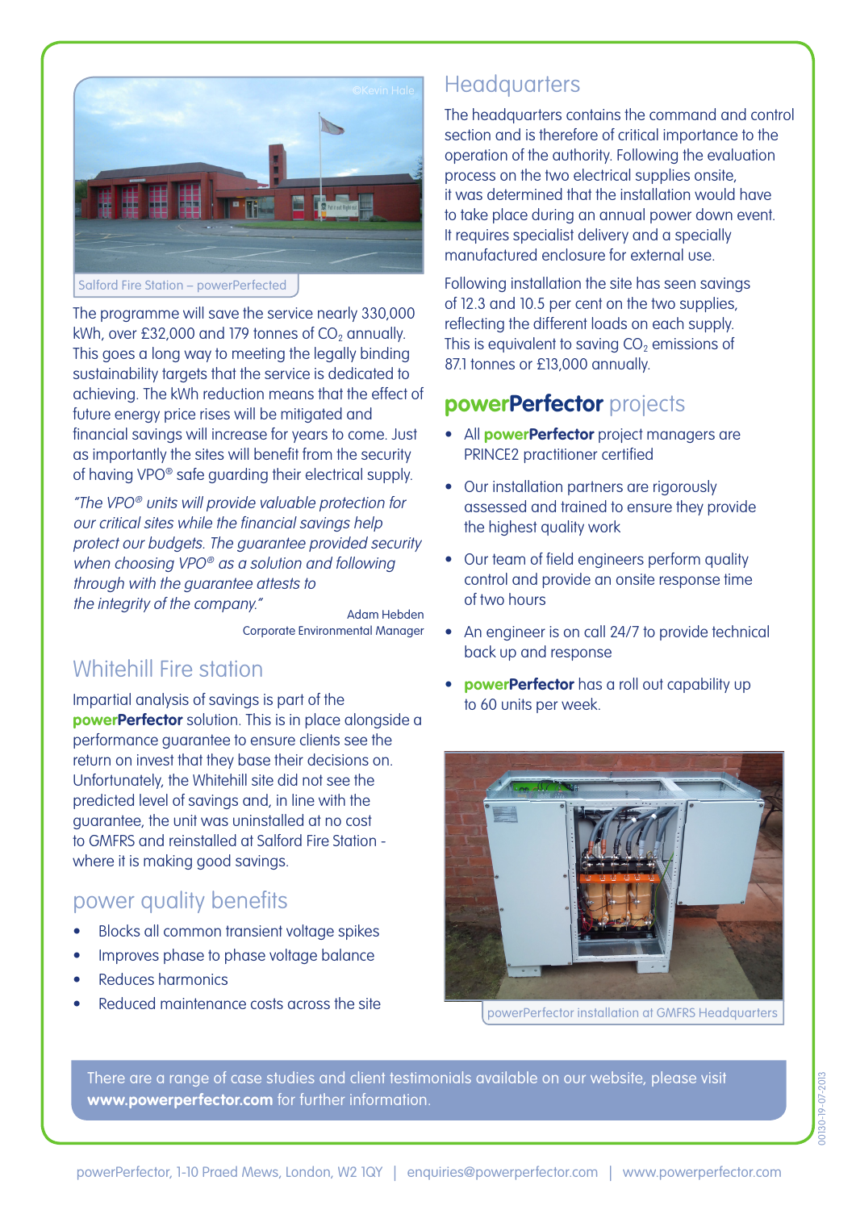Salford Fire Station – powerPerfected

The programme will save the service nearly 330,000 kWh, over £32,000 and 179 tonnes of $CO_2$ annually. This goes a long way to meeting the legally binding sustainability targets that the service is dedicated to achieving. The kWh reduction means that the effect of future energy price rises will be mitigated and financial savings will increase for years to come. Just as importantly the sites will benefit from the security of having VPO® safe guarding their electrical supply.

*"The VPO® units will provide valuable protection for our critical sites while the financial savings help protect our budgets. The guarantee provided security when choosing VPO® as a solution and following through with the guarantee attests to the integrity of the company."*

Adam Hebden
Corporate Environmental Manager

## Whitehill Fire station

Impartial analysis of savings is part of the **powerPerfector** solution. This is in place alongside a performance guarantee to ensure clients see the return on invest that they base their decisions on. Unfortunately, the Whitehill site did not see the predicted level of savings and, in line with the guarantee, the unit was uninstalled at no cost to GMFRS and reinstalled at Salford Fire Station - where it is making good savings.

## power quality benefits

- Blocks all common transient voltage spikes
- Improves phase to phase voltage balance
- Reduces harmonics
- Reduced maintenance costs across the site

## Headquarters

The headquarters contains the command and control section and is therefore of critical importance to the operation of the authority. Following the evaluation process on the two electrical supplies onsite, it was determined that the installation would have to take place during an annual power down event. It requires specialist delivery and a specially manufactured enclosure for external use.

Following installation the site has seen savings of 12.3 and 10.5 per cent on the two supplies, reflecting the different loads on each supply. This is equivalent to saving $CO_2$ emissions of 87.1 tonnes or £13,000 annually.

## **powerPerfector** projects

- All **powerPerfector** project managers are PRINCE2 practitioner certified
- Our installation partners are rigorously assessed and trained to ensure they provide the highest quality work
- Our team of field engineers perform quality control and provide an onsite response time of two hours
- An engineer is on call 24/7 to provide technical back up and response
- **powerPerfector** has a roll out capability up to 60 units per week.

powerPerfector installation at GMFRS Headquarters

There are a range of case studies and client testimonials available on our website, please visit **www.powerperfector.com** for further information.

powerPerfector, 1-10 Praed Mews, London, W2 1QY | enquiries@powerperfector.com | www.powerperfector.com